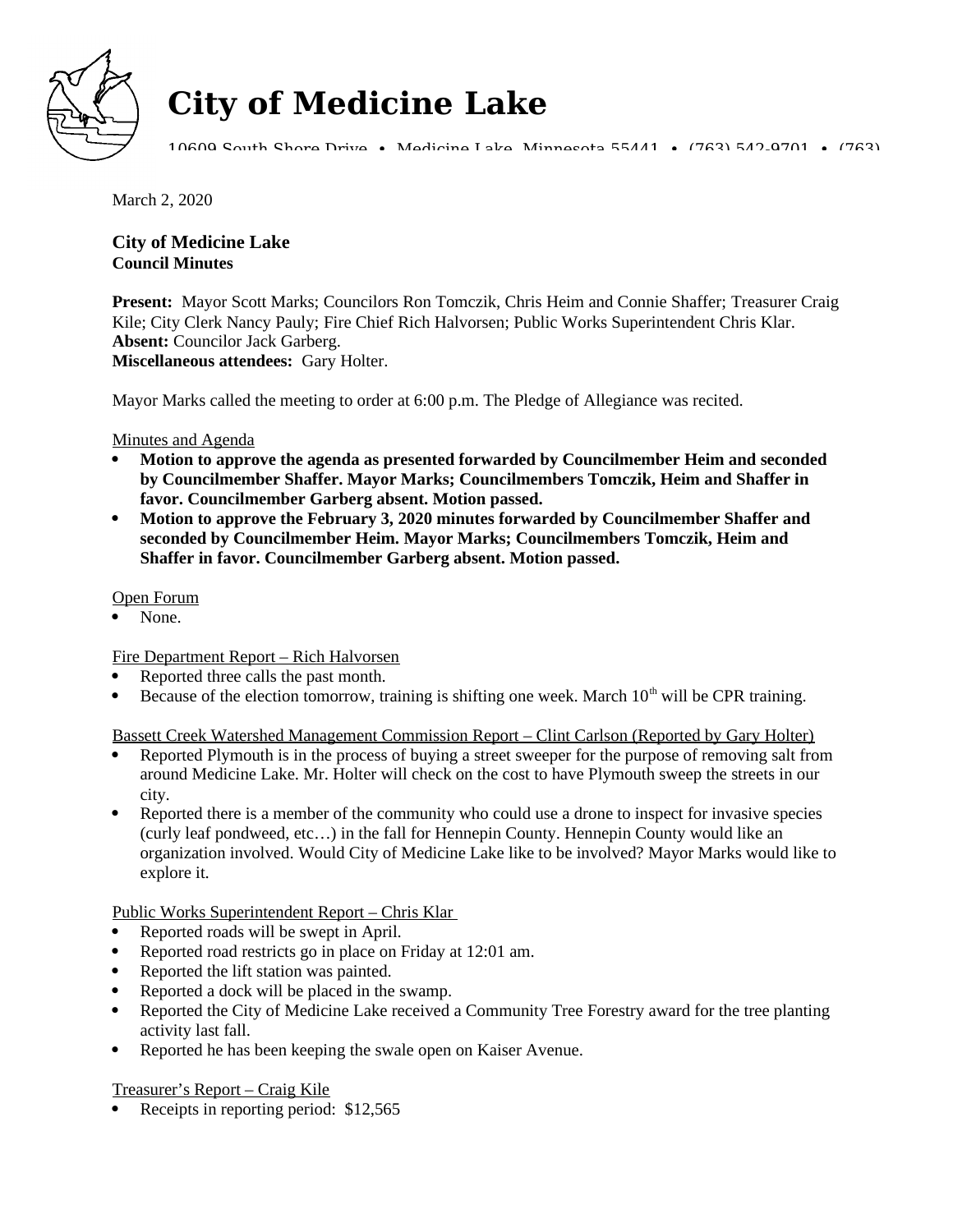# City of Medicine Lake

10609 South Shore Drive • Medicine Lake, Minnesota 55441 • (763) 542-9701 • (763)

March 2, 2020

## City of Medicine Lake
**Council Minutes**

**Present:** Mayor Scott Marks; Councilors Ron Tomczik, Chris Heim and Connie Shaffer; Treasurer Craig Kile; City Clerk Nancy Pauly; Fire Chief Rich Halvorsen; Public Works Superintendent Chris Klar.
**Absent:** Councilor Jack Garberg.
**Miscellaneous attendees:** Gary Holter.

Mayor Marks called the meeting to order at 6:00 p.m. The Pledge of Allegiance was recited.

Minutes and Agenda

- **Motion to approve the agenda as presented forwarded by Councilmember Heim and seconded by Councilmember Shaffer. Mayor Marks; Councilmembers Tomczik, Heim and Shaffer in favor. Councilmember Garberg absent. Motion passed.**
- **Motion to approve the February 3, 2020 minutes forwarded by Councilmember Shaffer and seconded by Councilmember Heim. Mayor Marks; Councilmembers Tomczik, Heim and Shaffer in favor. Councilmember Garberg absent. Motion passed.**

Open Forum

- None.

Fire Department Report – Rich Halvorsen

- Reported three calls the past month.
- Because of the election tomorrow, training is shifting one week. March 10th will be CPR training.

Bassett Creek Watershed Management Commission Report – Clint Carlson (Reported by Gary Holter)

- Reported Plymouth is in the process of buying a street sweeper for the purpose of removing salt from around Medicine Lake. Mr. Holter will check on the cost to have Plymouth sweep the streets in our city.
- Reported there is a member of the community who could use a drone to inspect for invasive species (curly leaf pondweed, etc…) in the fall for Hennepin County. Hennepin County would like an organization involved. Would City of Medicine Lake like to be involved? Mayor Marks would like to explore it.

Public Works Superintendent Report – Chris Klar

- Reported roads will be swept in April.
- Reported road restricts go in place on Friday at 12:01 am.
- Reported the lift station was painted.
- Reported a dock will be placed in the swamp.
- Reported the City of Medicine Lake received a Community Tree Forestry award for the tree planting activity last fall.
- Reported he has been keeping the swale open on Kaiser Avenue.

Treasurer's Report – Craig Kile

- Receipts in reporting period: $12,565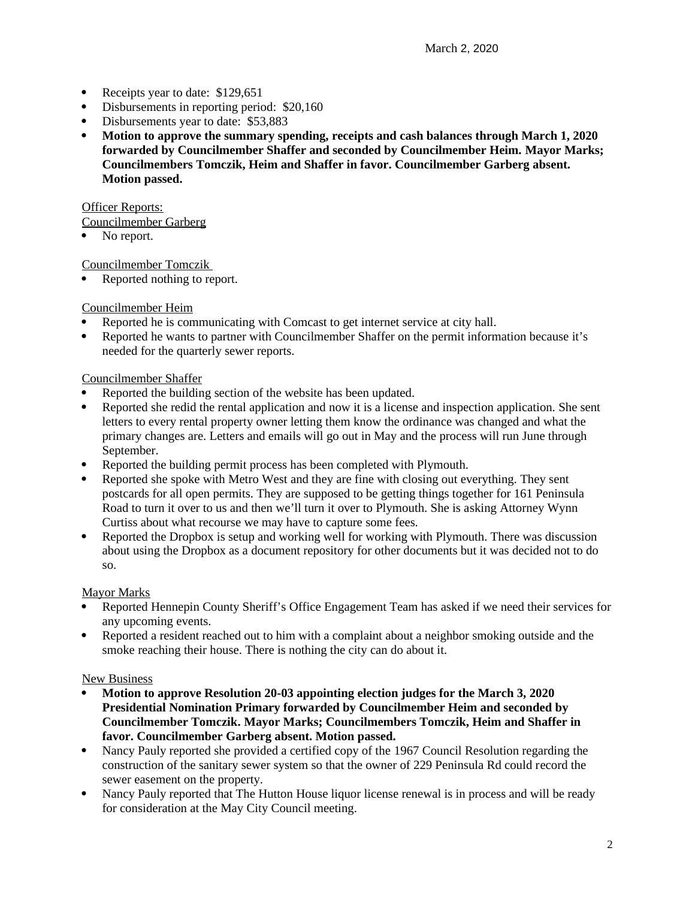- Receipts year to date: $129,651
- Disbursements in reporting period: $20,160
- Disbursements year to date: $53,883
- **Motion to approve the summary spending, receipts and cash balances through March 1, 2020 forwarded by Councilmember Shaffer and seconded by Councilmember Heim. Mayor Marks; Councilmembers Tomczik, Heim and Shaffer in favor. Councilmember Garberg absent. Motion passed.**

Officer Reports:

Councilmember Garberg

- No report.

Councilmember Tomczik

- Reported nothing to report.

Councilmember Heim

- Reported he is communicating with Comcast to get internet service at city hall.
- Reported he wants to partner with Councilmember Shaffer on the permit information because it's needed for the quarterly sewer reports.

Councilmember Shaffer

- Reported the building section of the website has been updated.
- Reported she redid the rental application and now it is a license and inspection application. She sent letters to every rental property owner letting them know the ordinance was changed and what the primary changes are. Letters and emails will go out in May and the process will run June through September.
- Reported the building permit process has been completed with Plymouth.
- Reported she spoke with Metro West and they are fine with closing out everything. They sent postcards for all open permits. They are supposed to be getting things together for 161 Peninsula Road to turn it over to us and then we'll turn it over to Plymouth. She is asking Attorney Wynn Curtiss about what recourse we may have to capture some fees.
- Reported the Dropbox is setup and working well for working with Plymouth. There was discussion about using the Dropbox as a document repository for other documents but it was decided not to do so.

Mayor Marks

- Reported Hennepin County Sheriff's Office Engagement Team has asked if we need their services for any upcoming events.
- Reported a resident reached out to him with a complaint about a neighbor smoking outside and the smoke reaching their house. There is nothing the city can do about it.

New Business

- **Motion to approve Resolution 20-03 appointing election judges for the March 3, 2020 Presidential Nomination Primary forwarded by Councilmember Heim and seconded by Councilmember Tomczik. Mayor Marks; Councilmembers Tomczik, Heim and Shaffer in favor. Councilmember Garberg absent. Motion passed.**
- Nancy Pauly reported she provided a certified copy of the 1967 Council Resolution regarding the construction of the sanitary sewer system so that the owner of 229 Peninsula Rd could record the sewer easement on the property.
- Nancy Pauly reported that The Hutton House liquor license renewal is in process and will be ready for consideration at the May City Council meeting.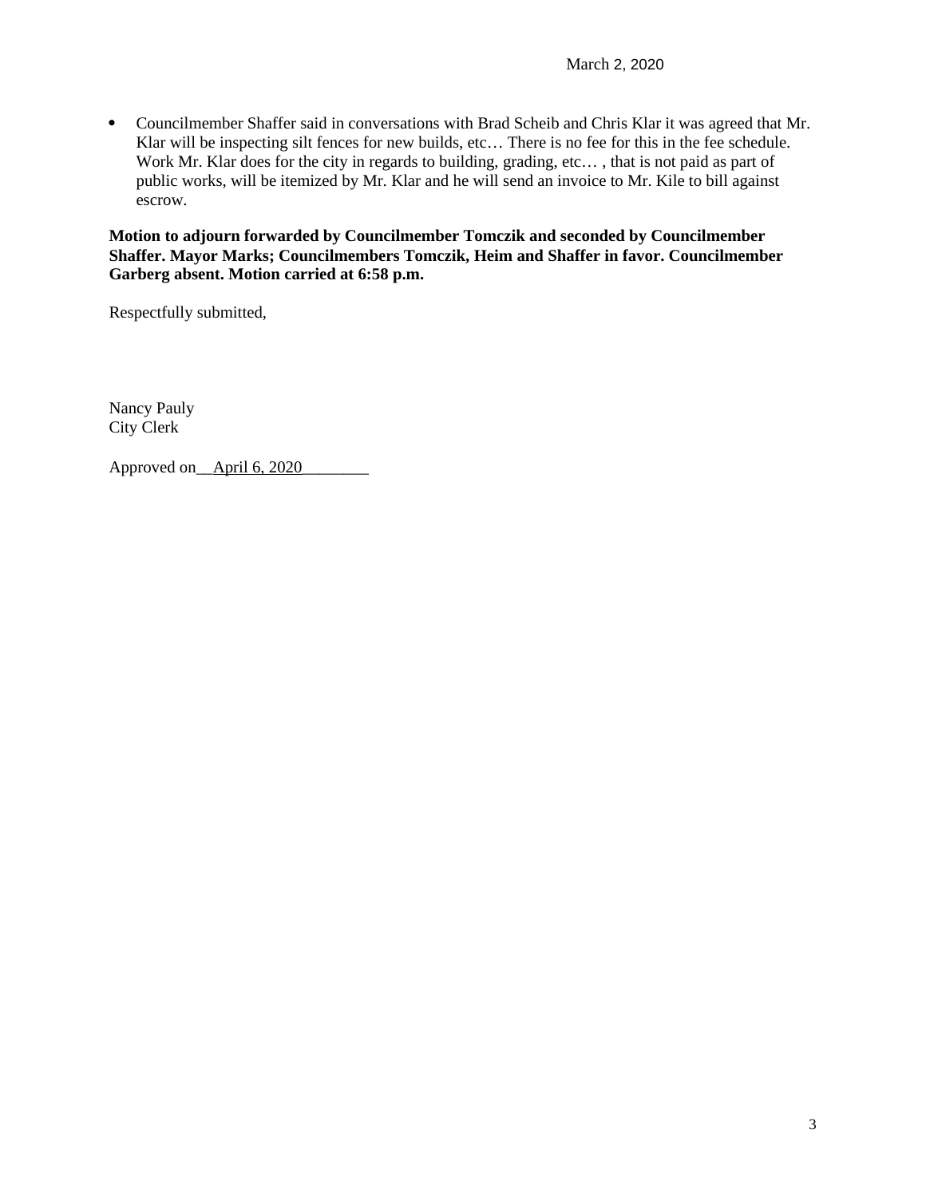- Councilmember Shaffer said in conversations with Brad Scheib and Chris Klar it was agreed that Mr. Klar will be inspecting silt fences for new builds, etc… There is no fee for this in the fee schedule. Work Mr. Klar does for the city in regards to building, grading, etc… , that is not paid as part of public works, will be itemized by Mr. Klar and he will send an invoice to Mr. Kile to bill against escrow.

**Motion to adjourn forwarded by Councilmember Tomczik and seconded by Councilmember Shaffer. Mayor Marks; Councilmembers Tomczik, Heim and Shaffer in favor. Councilmember Garberg absent. Motion carried at 6:58 p.m.**

Respectfully submitted,

Nancy Pauly
City Clerk

Approved on__April 6, 2020________